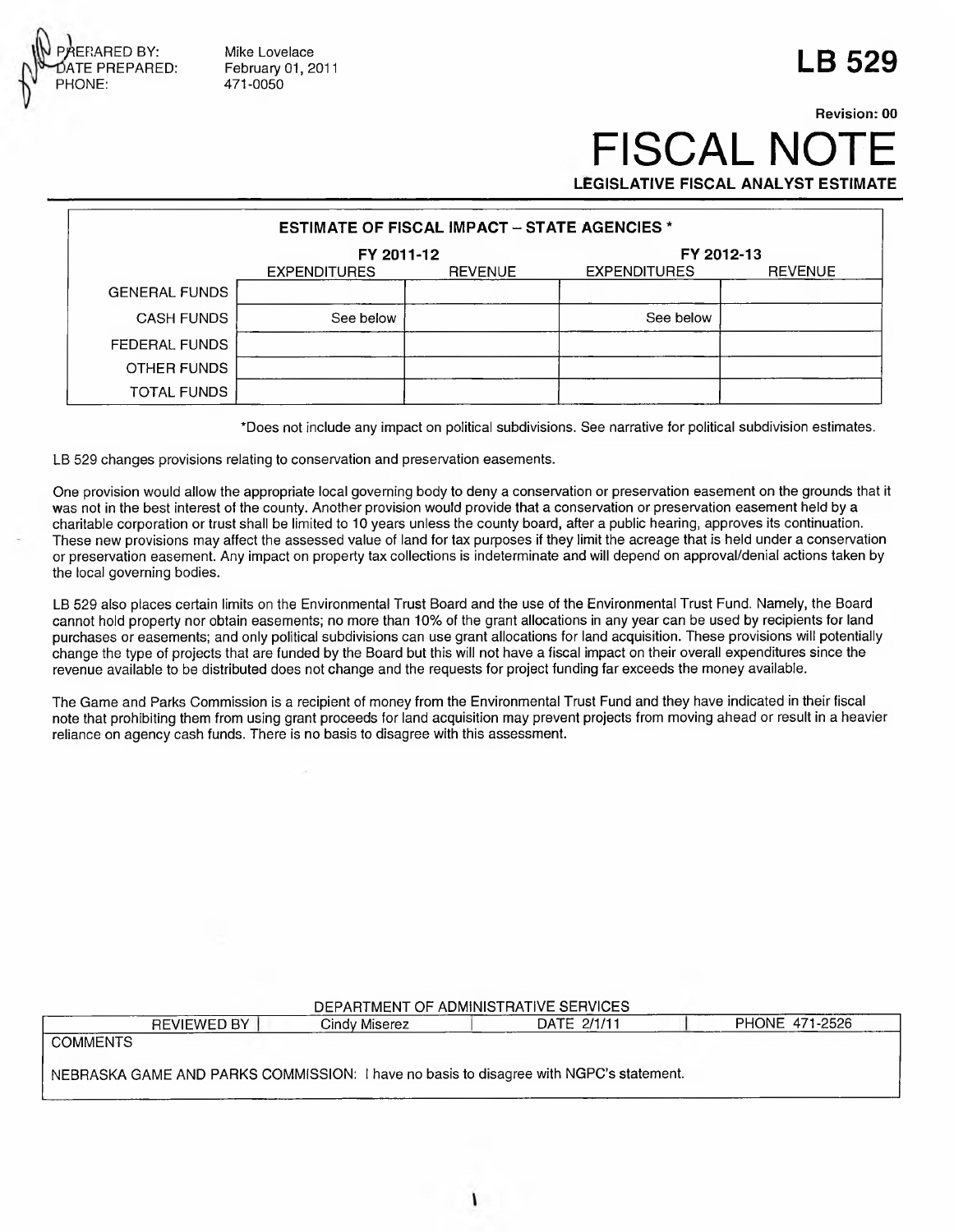PREPARED BY: Mike Lovelace
DATE PREPARED: February 01, 2011
PHONE: 471-0050

# LB 529

Revision: 00

# FISCAL NOTE

**LEGISLATIVE FISCAL ANALYST ESTIMATE**

| ESTIMATE OF FISCAL IMPACT – STATE AGENCIES * | FY 2011-12 | | FY 2012-13 | |
|---|---|---|---|---|
| | EXPENDITURES | REVENUE | EXPENDITURES | REVENUE |
| GENERAL FUNDS | | | | |
| CASH FUNDS | See below | | See below | |
| FEDERAL FUNDS | | | | |
| OTHER FUNDS | | | | |
| TOTAL FUNDS | | | | |

*Does not include any impact on political subdivisions. See narrative for political subdivision estimates.

LB 529 changes provisions relating to conservation and preservation easements.

One provision would allow the appropriate local governing body to deny a conservation or preservation easement on the grounds that it was not in the best interest of the county. Another provision would provide that a conservation or preservation easement held by a charitable corporation or trust shall be limited to 10 years unless the county board, after a public hearing, approves its continuation. These new provisions may affect the assessed value of land for tax purposes if they limit the acreage that is held under a conservation or preservation easement. Any impact on property tax collections is indeterminate and will depend on approval/denial actions taken by the local governing bodies.

LB 529 also places certain limits on the Environmental Trust Board and the use of the Environmental Trust Fund. Namely, the Board cannot hold property nor obtain easements; no more than 10% of the grant allocations in any year can be used by recipients for land purchases or easements; and only political subdivisions can use grant allocations for land acquisition. These provisions will potentially change the type of projects that are funded by the Board but this will not have a fiscal impact on their overall expenditures since the revenue available to be distributed does not change and the requests for project funding far exceeds the money available.

The Game and Parks Commission is a recipient of money from the Environmental Trust Fund and they have indicated in their fiscal note that prohibiting them from using grant proceeds for land acquisition may prevent projects from moving ahead or result in a heavier reliance on agency cash funds. There is no basis to disagree with this assessment.

DEPARTMENT OF ADMINISTRATIVE SERVICES

| REVIEWED BY | Cindy Miserez | DATE 2/1/11 | PHONE 471-2526 |
|---|---|---|---|
| COMMENTS | | | |
| NEBRASKA GAME AND PARKS COMMISSION: I have no basis to disagree with NGPC's statement. | | | |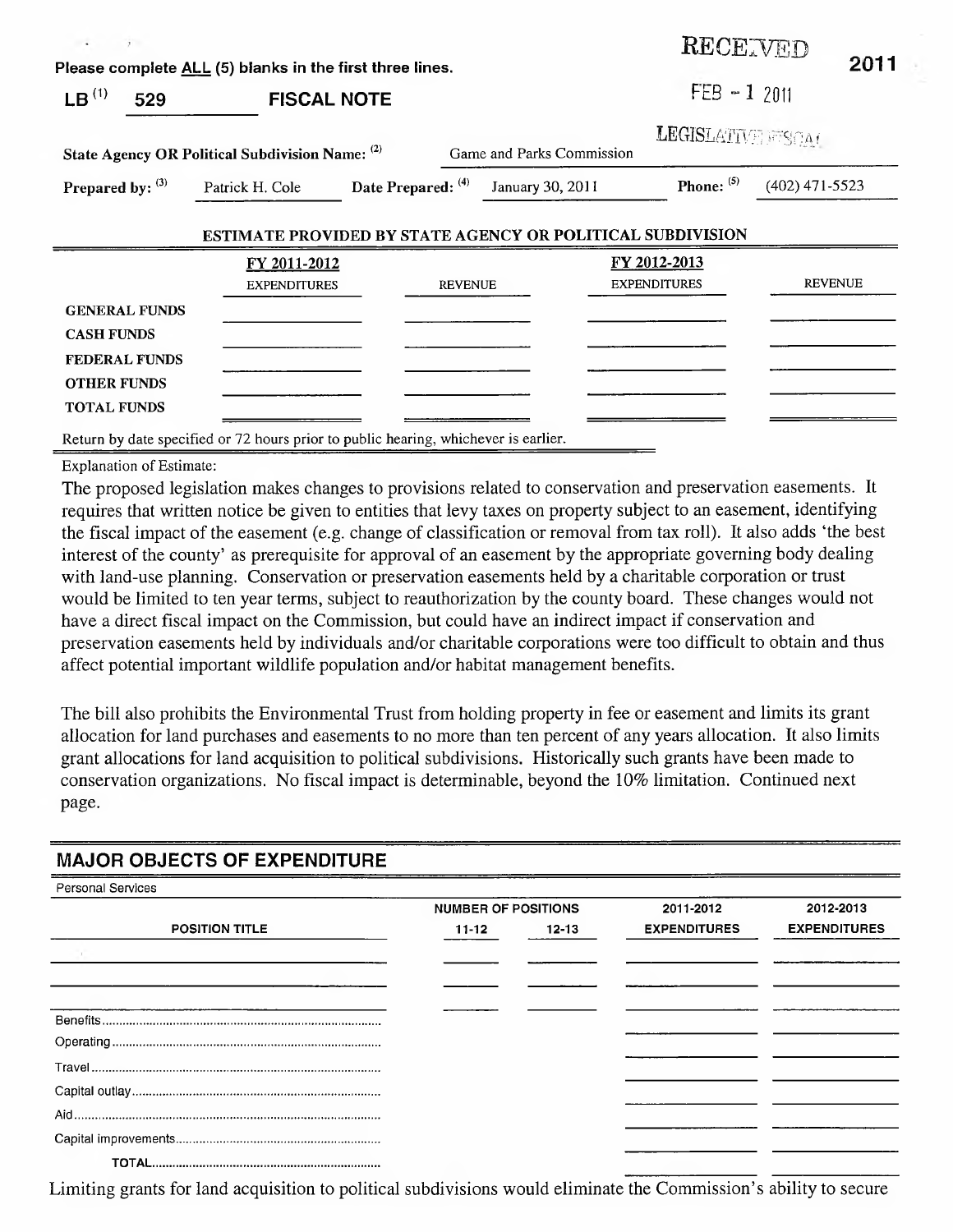Please complete ALL (5) blanks in the first three lines.

RECEIVED

2011

FEB - 1 2011

LEGISLATIVE FISCAL

**LB** [(1)] **529** **FISCAL NOTE**

**State Agency OR Political Subdivision Name:** [(2)] Game and Parks Commission

**Prepared by:** [(3)] Patrick H. Cole **Date Prepared:** [(4)] January 30, 2011 **Phone:** [(5)] (402) 471-5523

**ESTIMATE PROVIDED BY STATE AGENCY OR POLITICAL SUBDIVISION**

| | FY 2011-2012 | | FY 2012-2013 | |
|---|---|---|---|---|
| | EXPENDITURES | REVENUE | EXPENDITURES | REVENUE |
| **GENERAL FUNDS** | | | | |
| **CASH FUNDS** | | | | |
| **FEDERAL FUNDS** | | | | |
| **OTHER FUNDS** | | | | |
| **TOTAL FUNDS** | | | | |

Return by date specified or 72 hours prior to public hearing, whichever is earlier.

Explanation of Estimate:

The proposed legislation makes changes to provisions related to conservation and preservation easements. It requires that written notice be given to entities that levy taxes on property subject to an easement, identifying the fiscal impact of the easement (e.g. change of classification or removal from tax roll). It also adds 'the best interest of the county' as prerequisite for approval of an easement by the appropriate governing body dealing with land-use planning. Conservation or preservation easements held by a charitable corporation or trust would be limited to ten year terms, subject to reauthorization by the county board. These changes would not have a direct fiscal impact on the Commission, but could have an indirect impact if conservation and preservation easements held by individuals and/or charitable corporations were too difficult to obtain and thus affect potential important wildlife population and/or habitat management benefits.

The bill also prohibits the Environmental Trust from holding property in fee or easement and limits its grant allocation for land purchases and easements to no more than ten percent of any years allocation. It also limits grant allocations for land acquisition to political subdivisions. Historically such grants have been made to conservation organizations. No fiscal impact is determinable, beyond the 10% limitation. Continued next page.

## MAJOR OBJECTS OF EXPENDITURE

Personal Services

| POSITION TITLE | NUMBER OF POSITIONS 11-12 | NUMBER OF POSITIONS 12-13 | 2011-2012 EXPENDITURES | 2012-2013 EXPENDITURES |
|---|---|---|---|---|
| | | | | |
| | | | | |
| | | | | |
| Benefits | | | | |
| Operating | | | | |
| Travel | | | | |
| Capital outlay | | | | |
| Aid | | | | |
| Capital improvements | | | | |
| **TOTAL** | | | | |

Limiting grants for land acquisition to political subdivisions would eliminate the Commission's ability to secure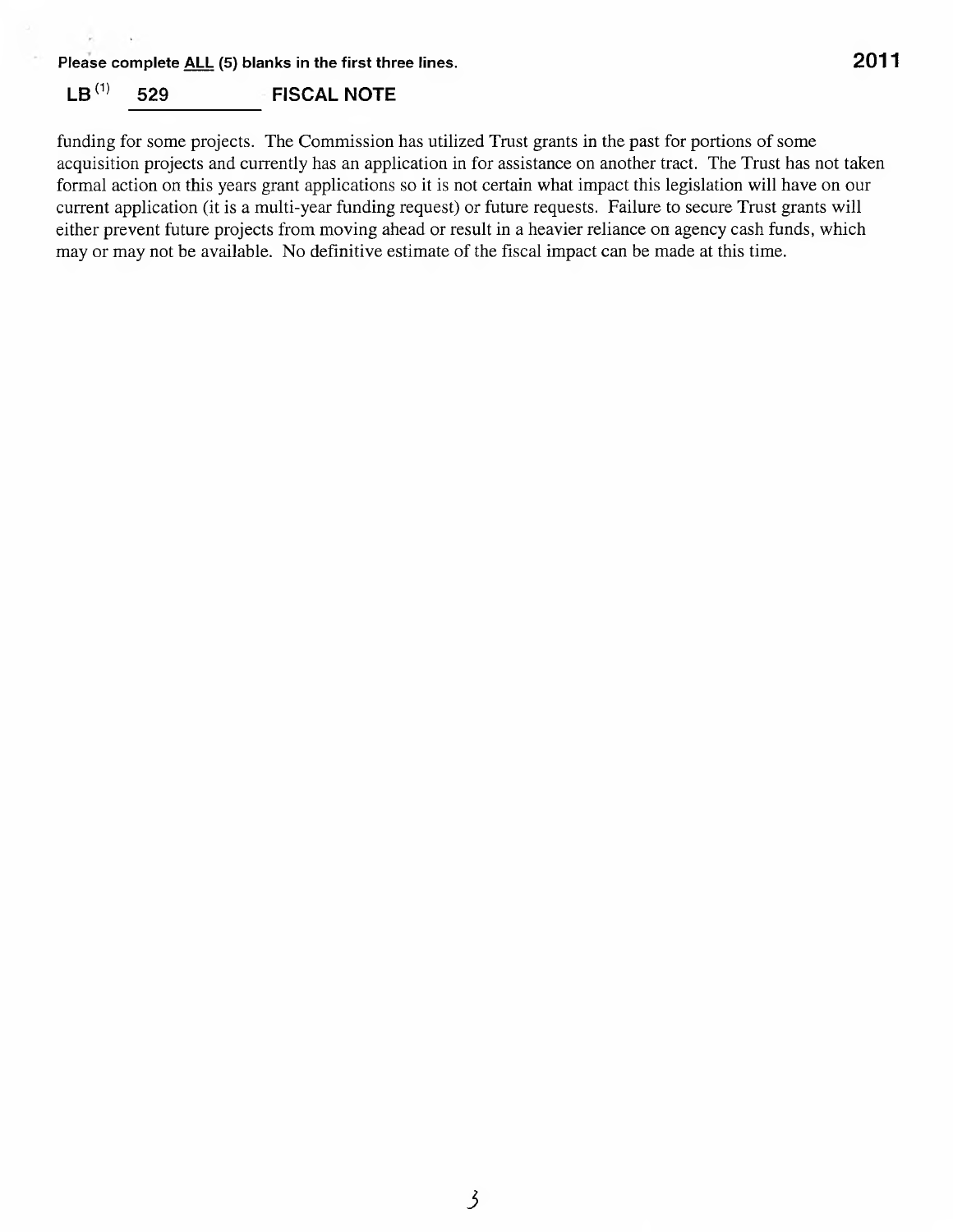Please complete ALL (5) blanks in the first three lines.

**2011**

## LB [(1)] 529 FISCAL NOTE

funding for some projects. The Commission has utilized Trust grants in the past for portions of some acquisition projects and currently has an application in for assistance on another tract. The Trust has not taken formal action on this years grant applications so it is not certain what impact this legislation will have on our current application (it is a multi-year funding request) or future requests. Failure to secure Trust grants will either prevent future projects from moving ahead or result in a heavier reliance on agency cash funds, which may or may not be available. No definitive estimate of the fiscal impact can be made at this time.